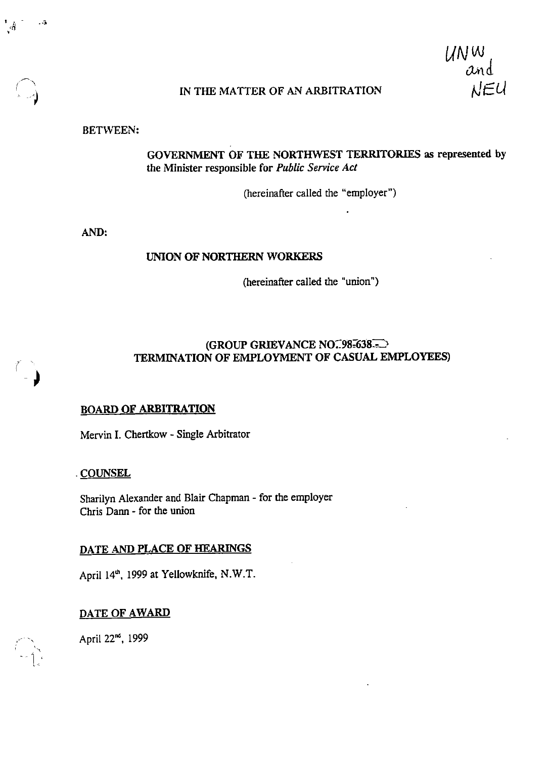UNW and NEU

IN THE MATTER OF AN ARBITRATION

BETWEEN:

**GOVERNMENT OF THE NORTHWEST TERRITORIES** as represented by the Minister responsible for *Public Service Act*

(hereinafter called the "employer")

**AND:**

**UNION OF NORTHERN WORKERS**

(hereinafter called the "union")

**(GROUP GRIEVANCE NO. 98-638 - TERMINATION OF EMPLOYMENT OF CASUAL EMPLOYEES)**

**BOARD OF ARBITRATION**

Mervin I. Chertkow - Single Arbitrator

**COUNSEL**

Sharilyn Alexander and Blair Chapman - for the employer
Chris Dann - for the union

**DATE AND PLACE OF HEARINGS**

April 14th, 1999 at Yellowknife, N.W.T.

**DATE OF AWARD**

April 22nd, 1999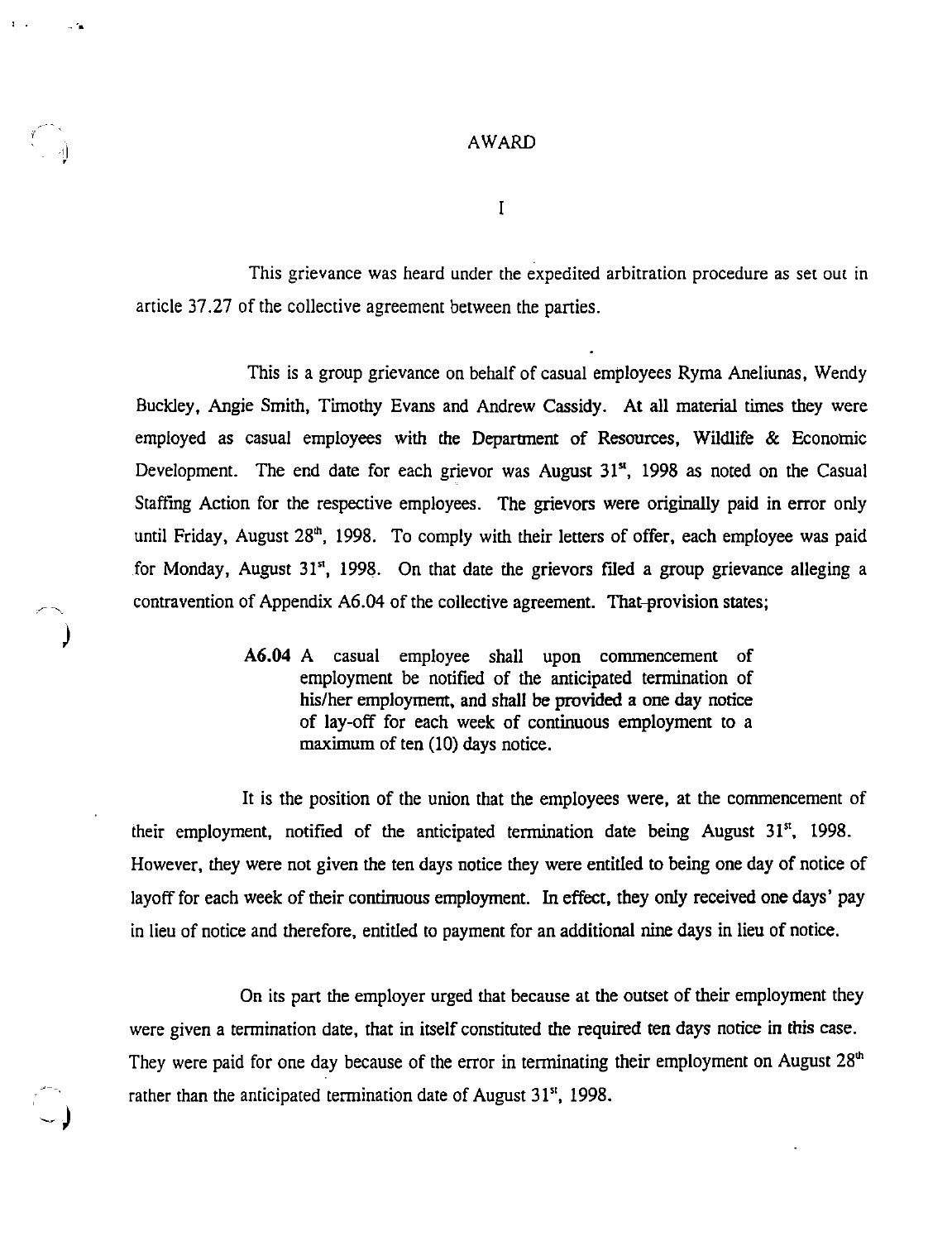# AWARD

## I

This grievance was heard under the expedited arbitration procedure as set out in article 37.27 of the collective agreement between the parties.

This is a group grievance on behalf of casual employees Ryma Aneliunas, Wendy Buckley, Angie Smith, Timothy Evans and Andrew Cassidy. At all material times they were employed as casual employees with the Department of Resources, Wildlife & Economic Development. The end date for each grievor was August 31st, 1998 as noted on the Casual Staffing Action for the respective employees. The grievors were originally paid in error only until Friday, August 28th, 1998. To comply with their letters of offer, each employee was paid for Monday, August 31st, 1998. On that date the grievors filed a group grievance alleging a contravention of Appendix A6.04 of the collective agreement. That provision states;

> **A6.04** A casual employee shall upon commencement of employment be notified of the anticipated termination of his/her employment, and shall be provided a one day notice of lay-off for each week of continuous employment to a maximum of ten (10) days notice.

It is the position of the union that the employees were, at the commencement of their employment, notified of the anticipated termination date being August 31st, 1998. However, they were not given the ten days notice they were entitled to being one day of notice of layoff for each week of their continuous employment. In effect, they only received one days' pay in lieu of notice and therefore, entitled to payment for an additional nine days in lieu of notice.

On its part the employer urged that because at the outset of their employment they were given a termination date, that in itself constituted the required ten days notice in this case. They were paid for one day because of the error in terminating their employment on August 28th rather than the anticipated termination date of August 31st, 1998.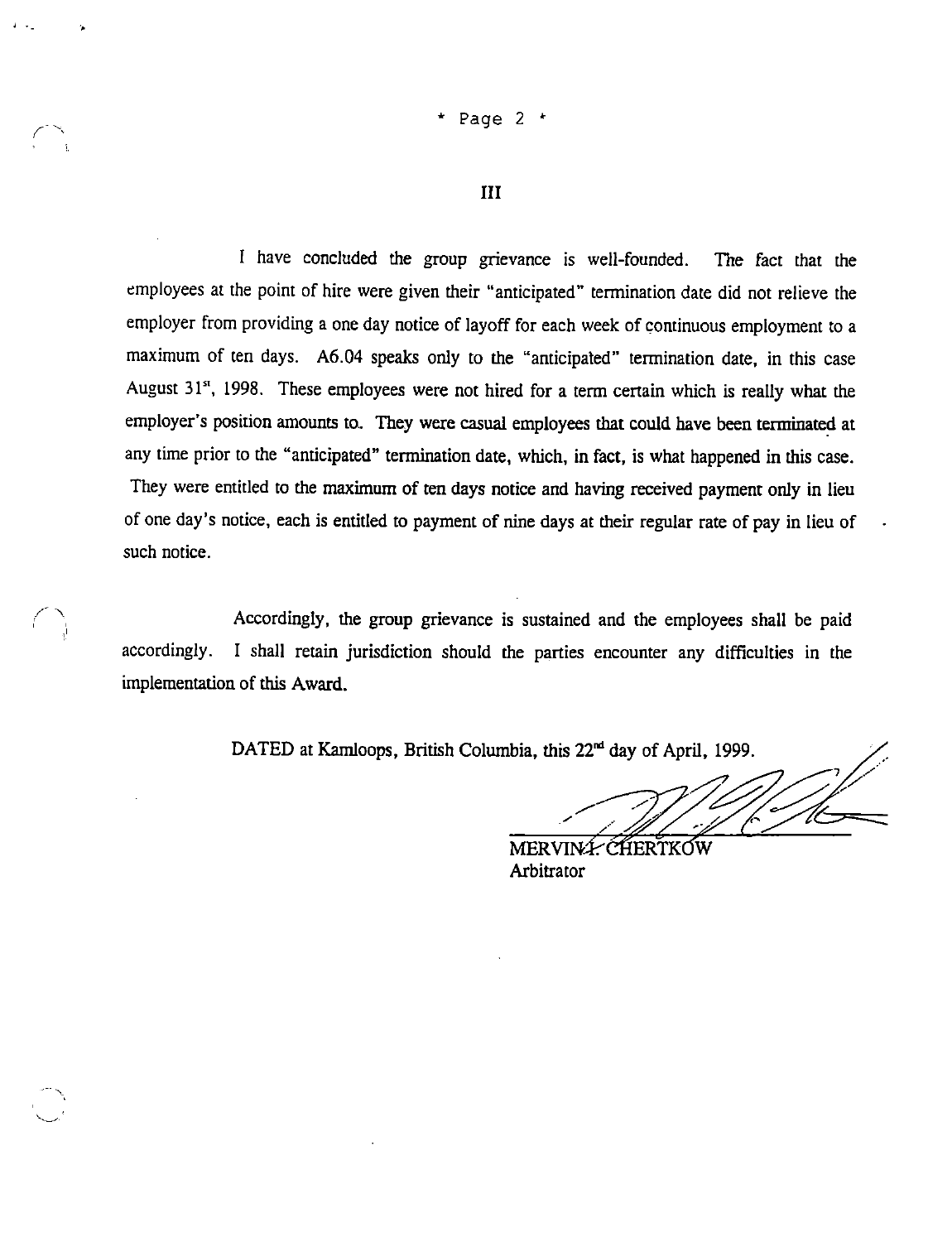III

I have concluded the group grievance is well-founded. The fact that the employees at the point of hire were given their "anticipated" termination date did not relieve the employer from providing a one day notice of layoff for each week of continuous employment to a maximum of ten days. A6.04 speaks only to the "anticipated" termination date, in this case August 31st, 1998. These employees were not hired for a term certain which is really what the employer's position amounts to. They were casual employees that could have been terminated at any time prior to the "anticipated" termination date, which, in fact, is what happened in this case. They were entitled to the maximum of ten days notice and having received payment only in lieu of one day's notice, each is entitled to payment of nine days at their regular rate of pay in lieu of such notice.

Accordingly, the group grievance is sustained and the employees shall be paid accordingly. I shall retain jurisdiction should the parties encounter any difficulties in the implementation of this Award.

DATED at Kamloops, British Columbia, this 22nd day of April, 1999.

MERVIN I. CHERTKOW
Arbitrator